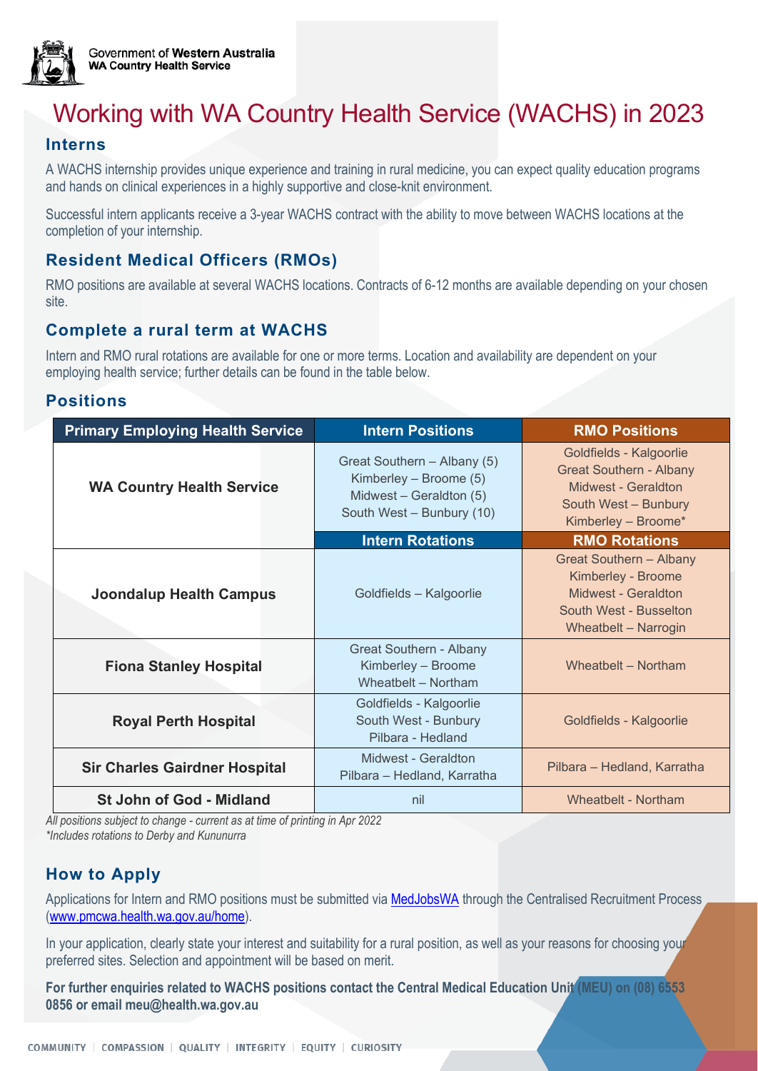Government of **Western Australia**
**WA Country Health Service**

# Working with WA Country Health Service (WACHS) in 2023

## Interns

A WACHS internship provides unique experience and training in rural medicine, you can expect quality education programs and hands on clinical experiences in a highly supportive and close-knit environment.

Successful intern applicants receive a 3-year WACHS contract with the ability to move between WACHS locations at the completion of your internship.

## Resident Medical Officers (RMOs)

RMO positions are available at several WACHS locations. Contracts of 6-12 months are available depending on your chosen site.

## Complete a rural term at WACHS

Intern and RMO rural rotations are available for one or more terms. Location and availability are dependent on your employing health service; further details can be found in the table below.

## Positions

| Primary Employing Health Service | Intern Positions | RMO Positions |
|---|---|---|
| **WA Country Health Service** | Great Southern – Albany (5)<br>Kimberley – Broome (5)<br>Midwest – Geraldton (5)<br>South West – Bunbury (10) | Goldfields - Kalgoorlie<br>Great Southern - Albany<br>Midwest - Geraldton<br>South West – Bunbury<br>Kimberley – Broome* |
| | **Intern Rotations** | **RMO Rotations** |
| **Joondalup Health Campus** | Goldfields – Kalgoorlie | Great Southern – Albany<br>Kimberley - Broome<br>Midwest - Geraldton<br>South West - Busselton<br>Wheatbelt – Narrogin |
| **Fiona Stanley Hospital** | Great Southern - Albany<br>Kimberley – Broome<br>Wheatbelt – Northam | Wheatbelt – Northam |
| **Royal Perth Hospital** | Goldfields - Kalgoorlie<br>South West - Bunbury<br>Pilbara - Hedland | Goldfields - Kalgoorlie |
| **Sir Charles Gairdner Hospital** | Midwest - Geraldton<br>Pilbara – Hedland, Karratha | Pilbara – Hedland, Karratha |
| **St John of God - Midland** | nil | Wheatbelt - Northam |

*All positions subject to change - current as at time of printing in Apr 2022*
*\*Includes rotations to Derby and Kununurra*

## How to Apply

Applications for Intern and RMO positions must be submitted via MedJobsWA through the Centralised Recruitment Process (www.pmcwa.health.wa.gov.au/home).

In your application, clearly state your interest and suitability for a rural position, as well as your reasons for choosing your preferred sites. Selection and appointment will be based on merit.

**For further enquiries related to WACHS positions contact the Central Medical Education Unit (MEU) on (08) 6553 0856 or email meu@health.wa.gov.au**

COMMUNITY | COMPASSION | QUALITY | INTEGRITY | EQUITY | CURIOSITY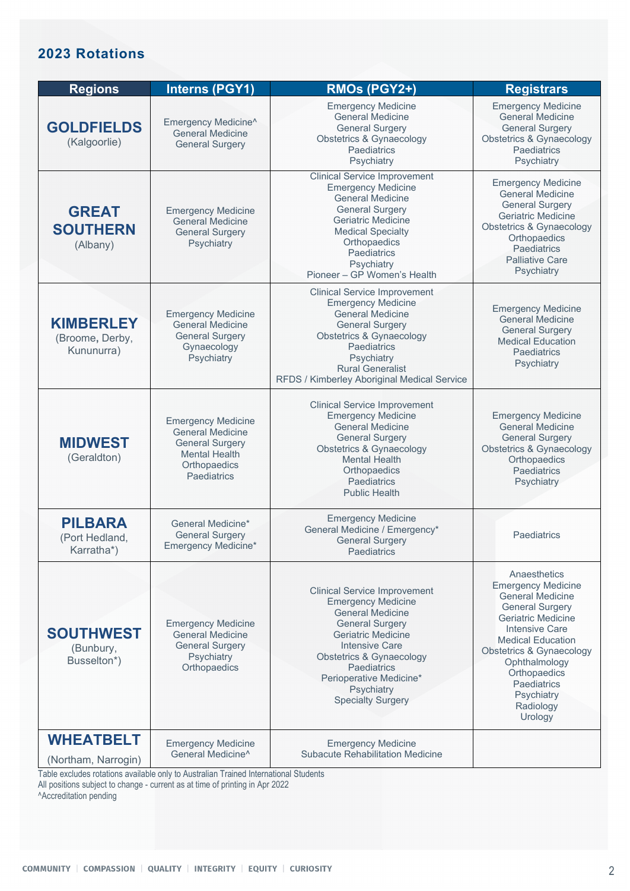## 2023 Rotations

| Regions | Interns (PGY1) | RMOs (PGY2+) | Registrars |
|---|---|---|---|
| **GOLDFIELDS** (Kalgoorlie) | Emergency Medicine^<br>General Medicine<br>General Surgery | Emergency Medicine<br>General Medicine<br>General Surgery<br>Obstetrics & Gynaecology<br>Paediatrics<br>Psychiatry | Emergency Medicine<br>General Medicine<br>General Surgery<br>Obstetrics & Gynaecology<br>Paediatrics<br>Psychiatry |
| **GREAT SOUTHERN** (Albany) | Emergency Medicine<br>General Medicine<br>General Surgery<br>Psychiatry | Clinical Service Improvement<br>Emergency Medicine<br>General Medicine<br>General Surgery<br>Geriatric Medicine<br>Medical Specialty<br>Orthopaedics<br>Paediatrics<br>Psychiatry<br>Pioneer – GP Women's Health | Emergency Medicine<br>General Medicine<br>General Surgery<br>Geriatric Medicine<br>Obstetrics & Gynaecology<br>Orthopaedics<br>Paediatrics<br>Palliative Care<br>Psychiatry |
| **KIMBERLEY** (Broome, Derby, Kununurra) | Emergency Medicine<br>General Medicine<br>General Surgery<br>Gynaecology<br>Psychiatry | Clinical Service Improvement<br>Emergency Medicine<br>General Medicine<br>General Surgery<br>Obstetrics & Gynaecology<br>Paediatrics<br>Psychiatry<br>Rural Generalist<br>RFDS / Kimberley Aboriginal Medical Service | Emergency Medicine<br>General Medicine<br>General Surgery<br>Medical Education<br>Paediatrics<br>Psychiatry |
| **MIDWEST** (Geraldton) | Emergency Medicine<br>General Medicine<br>General Surgery<br>Mental Health<br>Orthopaedics<br>Paediatrics | Clinical Service Improvement<br>Emergency Medicine<br>General Medicine<br>General Surgery<br>Obstetrics & Gynaecology<br>Mental Health<br>Orthopaedics<br>Paediatrics<br>Public Health | Emergency Medicine<br>General Medicine<br>General Surgery<br>Obstetrics & Gynaecology<br>Orthopaedics<br>Paediatrics<br>Psychiatry |
| **PILBARA** (Port Hedland, Karratha*) | General Medicine*<br>General Surgery<br>Emergency Medicine* | Emergency Medicine<br>General Medicine / Emergency*<br>General Surgery<br>Paediatrics | Paediatrics |
| **SOUTHWEST** (Bunbury, Busselton*) | Emergency Medicine<br>General Medicine<br>General Surgery<br>Psychiatry<br>Orthopaedics | Clinical Service Improvement<br>Emergency Medicine<br>General Medicine<br>General Surgery<br>Geriatric Medicine<br>Intensive Care<br>Obstetrics & Gynaecology<br>Paediatrics<br>Perioperative Medicine*<br>Psychiatry<br>Specialty Surgery | Anaesthetics<br>Emergency Medicine<br>General Medicine<br>General Surgery<br>Geriatric Medicine<br>Intensive Care<br>Medical Education<br>Obstetrics & Gynaecology<br>Ophthalmology<br>Orthopaedics<br>Paediatrics<br>Psychiatry<br>Radiology<br>Urology |
| **WHEATBELT** (Northam, Narrogin) | Emergency Medicine<br>General Medicine^ | Emergency Medicine<br>Subacute Rehabilitation Medicine | |

Table excludes rotations available only to Australian Trained International Students
All positions subject to change - current as at time of printing in Apr 2022
^Accreditation pending

COMMUNITY | COMPASSION | QUALITY | INTEGRITY | EQUITY | CURIOSITY